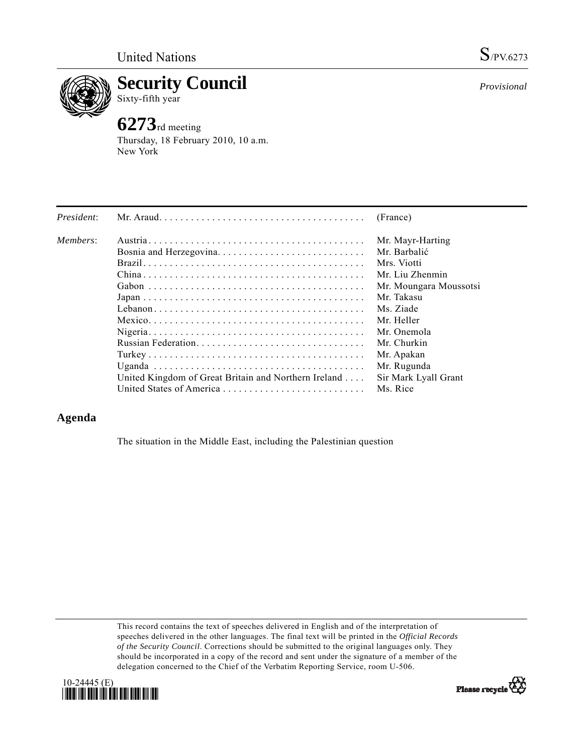United Nations S/PV.6273

# Security Council

Sixty-fifth year

*Provisional*

## 6273rd meeting

Thursday, 18 February 2010, 10 a.m.
New York

| | | |
|---|---|---|
| *President*: | Mr. Araud | (France) |
| *Members*: | Austria | Mr. Mayr-Harting |
| | Bosnia and Herzegovina | Mr. Barbalić |
| | Brazil | Mrs. Viotti |
| | China | Mr. Liu Zhenmin |
| | Gabon | Mr. Moungara Moussotsi |
| | Japan | Mr. Takasu |
| | Lebanon | Ms. Ziade |
| | Mexico | Mr. Heller |
| | Nigeria | Mr. Onemola |
| | Russian Federation | Mr. Churkin |
| | Turkey | Mr. Apakan |
| | Uganda | Mr. Rugunda |
| | United Kingdom of Great Britain and Northern Ireland | Sir Mark Lyall Grant |
| | United States of America | Ms. Rice |

## Agenda

The situation in the Middle East, including the Palestinian question

This record contains the text of speeches delivered in English and of the interpretation of speeches delivered in the other languages. The final text will be printed in the *Official Records of the Security Council*. Corrections should be submitted to the original languages only. They should be incorporated in a copy of the record and sent under the signature of a member of the delegation concerned to the Chief of the Verbatim Reporting Service, room U-506.

10-24445 (E)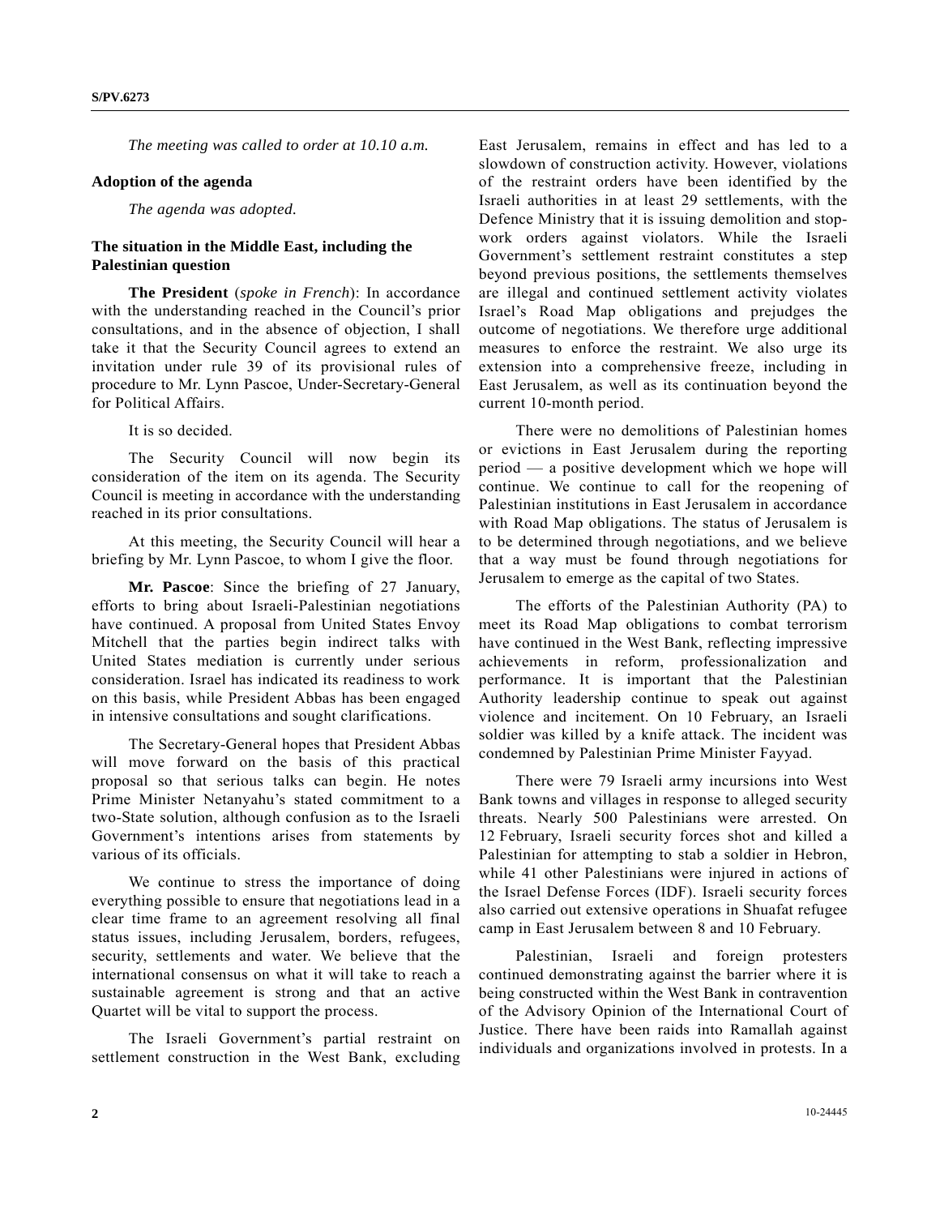*The meeting was called to order at 10.10 a.m.*

## Adoption of the agenda

*The agenda was adopted.*

## The situation in the Middle East, including the Palestinian question

**The President** (*spoke in French*): In accordance with the understanding reached in the Council's prior consultations, and in the absence of objection, I shall take it that the Security Council agrees to extend an invitation under rule 39 of its provisional rules of procedure to Mr. Lynn Pascoe, Under-Secretary-General for Political Affairs.

It is so decided.

The Security Council will now begin its consideration of the item on its agenda. The Security Council is meeting in accordance with the understanding reached in its prior consultations.

At this meeting, the Security Council will hear a briefing by Mr. Lynn Pascoe, to whom I give the floor.

**Mr. Pascoe**: Since the briefing of 27 January, efforts to bring about Israeli-Palestinian negotiations have continued. A proposal from United States Envoy Mitchell that the parties begin indirect talks with United States mediation is currently under serious consideration. Israel has indicated its readiness to work on this basis, while President Abbas has been engaged in intensive consultations and sought clarifications.

The Secretary-General hopes that President Abbas will move forward on the basis of this practical proposal so that serious talks can begin. He notes Prime Minister Netanyahu's stated commitment to a two-State solution, although confusion as to the Israeli Government's intentions arises from statements by various of its officials.

We continue to stress the importance of doing everything possible to ensure that negotiations lead in a clear time frame to an agreement resolving all final status issues, including Jerusalem, borders, refugees, security, settlements and water. We believe that the international consensus on what it will take to reach a sustainable agreement is strong and that an active Quartet will be vital to support the process.

The Israeli Government's partial restraint on settlement construction in the West Bank, excluding East Jerusalem, remains in effect and has led to a slowdown of construction activity. However, violations of the restraint orders have been identified by the Israeli authorities in at least 29 settlements, with the Defence Ministry that it is issuing demolition and stop-work orders against violators. While the Israeli Government's settlement restraint constitutes a step beyond previous positions, the settlements themselves are illegal and continued settlement activity violates Israel's Road Map obligations and prejudges the outcome of negotiations. We therefore urge additional measures to enforce the restraint. We also urge its extension into a comprehensive freeze, including in East Jerusalem, as well as its continuation beyond the current 10-month period.

There were no demolitions of Palestinian homes or evictions in East Jerusalem during the reporting period — a positive development which we hope will continue. We continue to call for the reopening of Palestinian institutions in East Jerusalem in accordance with Road Map obligations. The status of Jerusalem is to be determined through negotiations, and we believe that a way must be found through negotiations for Jerusalem to emerge as the capital of two States.

The efforts of the Palestinian Authority (PA) to meet its Road Map obligations to combat terrorism have continued in the West Bank, reflecting impressive achievements in reform, professionalization and performance. It is important that the Palestinian Authority leadership continue to speak out against violence and incitement. On 10 February, an Israeli soldier was killed by a knife attack. The incident was condemned by Palestinian Prime Minister Fayyad.

There were 79 Israeli army incursions into West Bank towns and villages in response to alleged security threats. Nearly 500 Palestinians were arrested. On 12 February, Israeli security forces shot and killed a Palestinian for attempting to stab a soldier in Hebron, while 41 other Palestinians were injured in actions of the Israel Defense Forces (IDF). Israeli security forces also carried out extensive operations in Shuafat refugee camp in East Jerusalem between 8 and 10 February.

Palestinian, Israeli and foreign protesters continued demonstrating against the barrier where it is being constructed within the West Bank in contravention of the Advisory Opinion of the International Court of Justice. There have been raids into Ramallah against individuals and organizations involved in protests. In a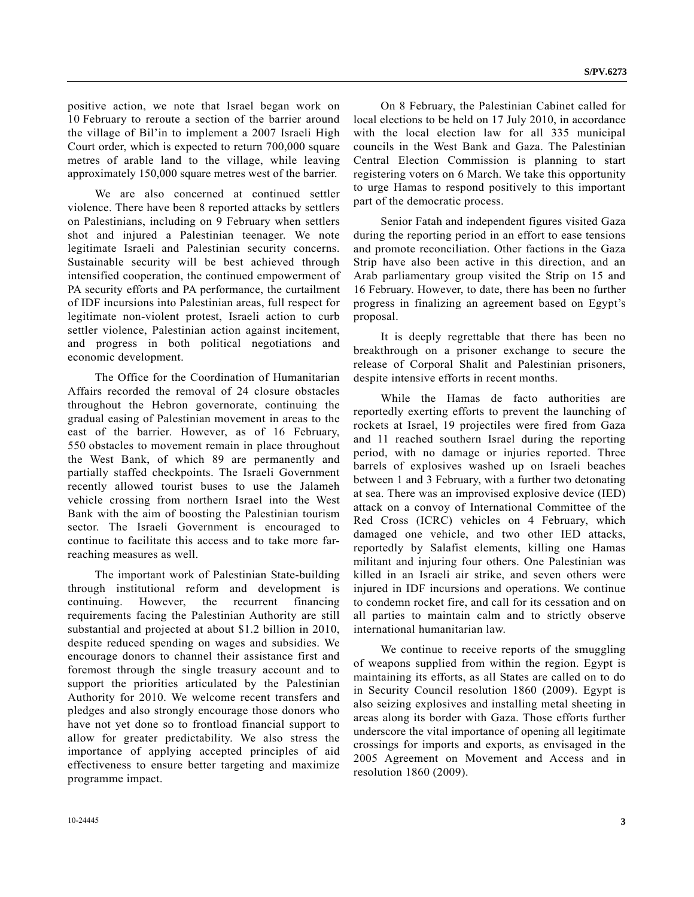positive action, we note that Israel began work on 10 February to reroute a section of the barrier around the village of Bil'in to implement a 2007 Israeli High Court order, which is expected to return 700,000 square metres of arable land to the village, while leaving approximately 150,000 square metres west of the barrier.

We are also concerned at continued settler violence. There have been 8 reported attacks by settlers on Palestinians, including on 9 February when settlers shot and injured a Palestinian teenager. We note legitimate Israeli and Palestinian security concerns. Sustainable security will be best achieved through intensified cooperation, the continued empowerment of PA security efforts and PA performance, the curtailment of IDF incursions into Palestinian areas, full respect for legitimate non-violent protest, Israeli action to curb settler violence, Palestinian action against incitement, and progress in both political negotiations and economic development.

The Office for the Coordination of Humanitarian Affairs recorded the removal of 24 closure obstacles throughout the Hebron governorate, continuing the gradual easing of Palestinian movement in areas to the east of the barrier. However, as of 16 February, 550 obstacles to movement remain in place throughout the West Bank, of which 89 are permanently and partially staffed checkpoints. The Israeli Government recently allowed tourist buses to use the Jalameh vehicle crossing from northern Israel into the West Bank with the aim of boosting the Palestinian tourism sector. The Israeli Government is encouraged to continue to facilitate this access and to take more far-reaching measures as well.

The important work of Palestinian State-building through institutional reform and development is continuing. However, the recurrent financing requirements facing the Palestinian Authority are still substantial and projected at about $1.2 billion in 2010, despite reduced spending on wages and subsidies. We encourage donors to channel their assistance first and foremost through the single treasury account and to support the priorities articulated by the Palestinian Authority for 2010. We welcome recent transfers and pledges and also strongly encourage those donors who have not yet done so to frontload financial support to allow for greater predictability. We also stress the importance of applying accepted principles of aid effectiveness to ensure better targeting and maximize programme impact.

On 8 February, the Palestinian Cabinet called for local elections to be held on 17 July 2010, in accordance with the local election law for all 335 municipal councils in the West Bank and Gaza. The Palestinian Central Election Commission is planning to start registering voters on 6 March. We take this opportunity to urge Hamas to respond positively to this important part of the democratic process.

Senior Fatah and independent figures visited Gaza during the reporting period in an effort to ease tensions and promote reconciliation. Other factions in the Gaza Strip have also been active in this direction, and an Arab parliamentary group visited the Strip on 15 and 16 February. However, to date, there has been no further progress in finalizing an agreement based on Egypt's proposal.

It is deeply regrettable that there has been no breakthrough on a prisoner exchange to secure the release of Corporal Shalit and Palestinian prisoners, despite intensive efforts in recent months.

While the Hamas de facto authorities are reportedly exerting efforts to prevent the launching of rockets at Israel, 19 projectiles were fired from Gaza and 11 reached southern Israel during the reporting period, with no damage or injuries reported. Three barrels of explosives washed up on Israeli beaches between 1 and 3 February, with a further two detonating at sea. There was an improvised explosive device (IED) attack on a convoy of International Committee of the Red Cross (ICRC) vehicles on 4 February, which damaged one vehicle, and two other IED attacks, reportedly by Salafist elements, killing one Hamas militant and injuring four others. One Palestinian was killed in an Israeli air strike, and seven others were injured in IDF incursions and operations. We continue to condemn rocket fire, and call for its cessation and on all parties to maintain calm and to strictly observe international humanitarian law.

We continue to receive reports of the smuggling of weapons supplied from within the region. Egypt is maintaining its efforts, as all States are called on to do in Security Council resolution 1860 (2009). Egypt is also seizing explosives and installing metal sheeting in areas along its border with Gaza. Those efforts further underscore the vital importance of opening all legitimate crossings for imports and exports, as envisaged in the 2005 Agreement on Movement and Access and in resolution 1860 (2009).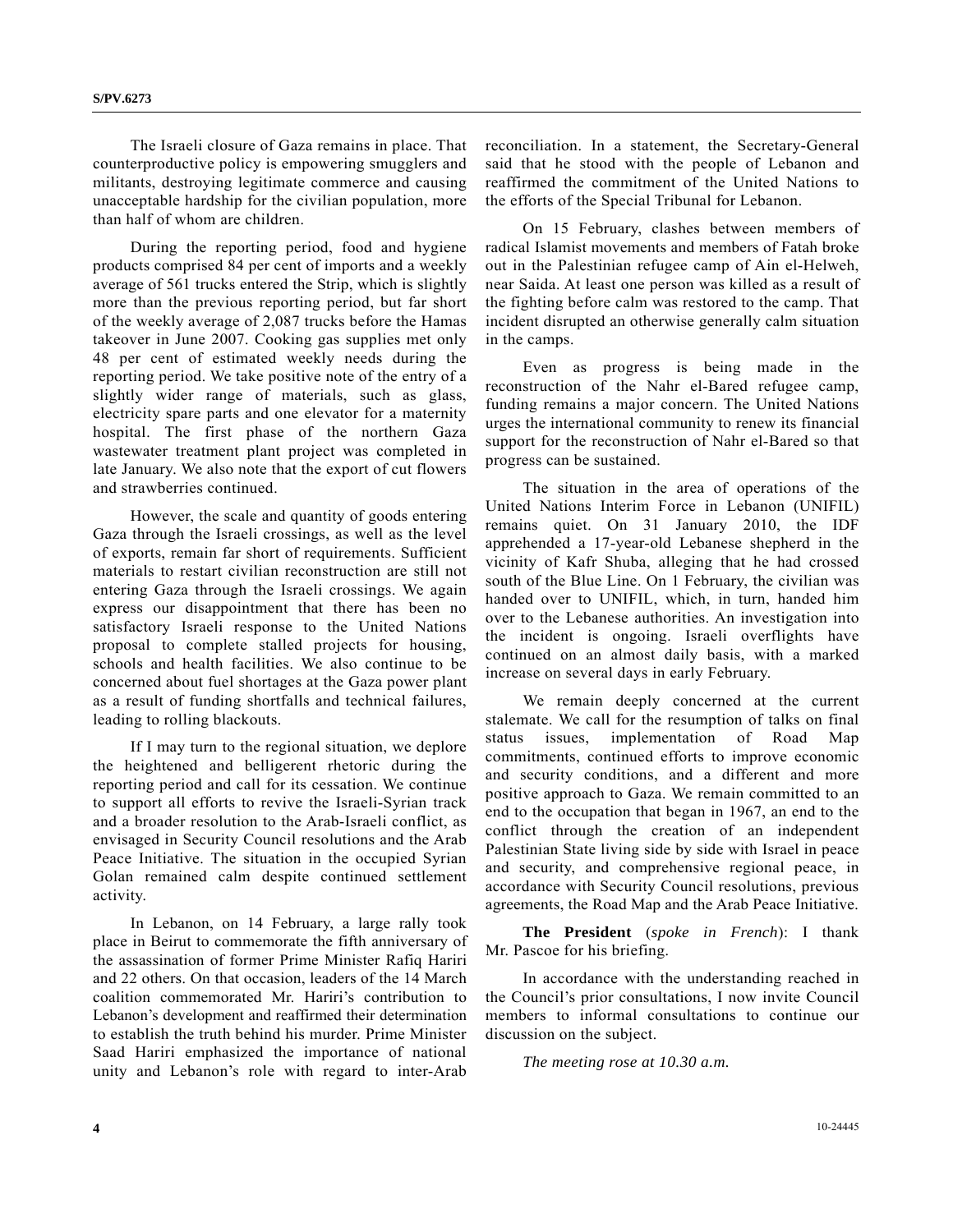The Israeli closure of Gaza remains in place. That counterproductive policy is empowering smugglers and militants, destroying legitimate commerce and causing unacceptable hardship for the civilian population, more than half of whom are children.

During the reporting period, food and hygiene products comprised 84 per cent of imports and a weekly average of 561 trucks entered the Strip, which is slightly more than the previous reporting period, but far short of the weekly average of 2,087 trucks before the Hamas takeover in June 2007. Cooking gas supplies met only 48 per cent of estimated weekly needs during the reporting period. We take positive note of the entry of a slightly wider range of materials, such as glass, electricity spare parts and one elevator for a maternity hospital. The first phase of the northern Gaza wastewater treatment plant project was completed in late January. We also note that the export of cut flowers and strawberries continued.

However, the scale and quantity of goods entering Gaza through the Israeli crossings, as well as the level of exports, remain far short of requirements. Sufficient materials to restart civilian reconstruction are still not entering Gaza through the Israeli crossings. We again express our disappointment that there has been no satisfactory Israeli response to the United Nations proposal to complete stalled projects for housing, schools and health facilities. We also continue to be concerned about fuel shortages at the Gaza power plant as a result of funding shortfalls and technical failures, leading to rolling blackouts.

If I may turn to the regional situation, we deplore the heightened and belligerent rhetoric during the reporting period and call for its cessation. We continue to support all efforts to revive the Israeli-Syrian track and a broader resolution to the Arab-Israeli conflict, as envisaged in Security Council resolutions and the Arab Peace Initiative. The situation in the occupied Syrian Golan remained calm despite continued settlement activity.

In Lebanon, on 14 February, a large rally took place in Beirut to commemorate the fifth anniversary of the assassination of former Prime Minister Rafiq Hariri and 22 others. On that occasion, leaders of the 14 March coalition commemorated Mr. Hariri's contribution to Lebanon's development and reaffirmed their determination to establish the truth behind his murder. Prime Minister Saad Hariri emphasized the importance of national unity and Lebanon's role with regard to inter-Arab reconciliation. In a statement, the Secretary-General said that he stood with the people of Lebanon and reaffirmed the commitment of the United Nations to the efforts of the Special Tribunal for Lebanon.

On 15 February, clashes between members of radical Islamist movements and members of Fatah broke out in the Palestinian refugee camp of Ain el-Helweh, near Saida. At least one person was killed as a result of the fighting before calm was restored to the camp. That incident disrupted an otherwise generally calm situation in the camps.

Even as progress is being made in the reconstruction of the Nahr el-Bared refugee camp, funding remains a major concern. The United Nations urges the international community to renew its financial support for the reconstruction of Nahr el-Bared so that progress can be sustained.

The situation in the area of operations of the United Nations Interim Force in Lebanon (UNIFIL) remains quiet. On 31 January 2010, the IDF apprehended a 17-year-old Lebanese shepherd in the vicinity of Kafr Shuba, alleging that he had crossed south of the Blue Line. On 1 February, the civilian was handed over to UNIFIL, which, in turn, handed him over to the Lebanese authorities. An investigation into the incident is ongoing. Israeli overflights have continued on an almost daily basis, with a marked increase on several days in early February.

We remain deeply concerned at the current stalemate. We call for the resumption of talks on final status issues, implementation of Road Map commitments, continued efforts to improve economic and security conditions, and a different and more positive approach to Gaza. We remain committed to an end to the occupation that began in 1967, an end to the conflict through the creation of an independent Palestinian State living side by side with Israel in peace and security, and comprehensive regional peace, in accordance with Security Council resolutions, previous agreements, the Road Map and the Arab Peace Initiative.

**The President** (*spoke in French*): I thank Mr. Pascoe for his briefing.

In accordance with the understanding reached in the Council's prior consultations, I now invite Council members to informal consultations to continue our discussion on the subject.

*The meeting rose at 10.30 a.m.*